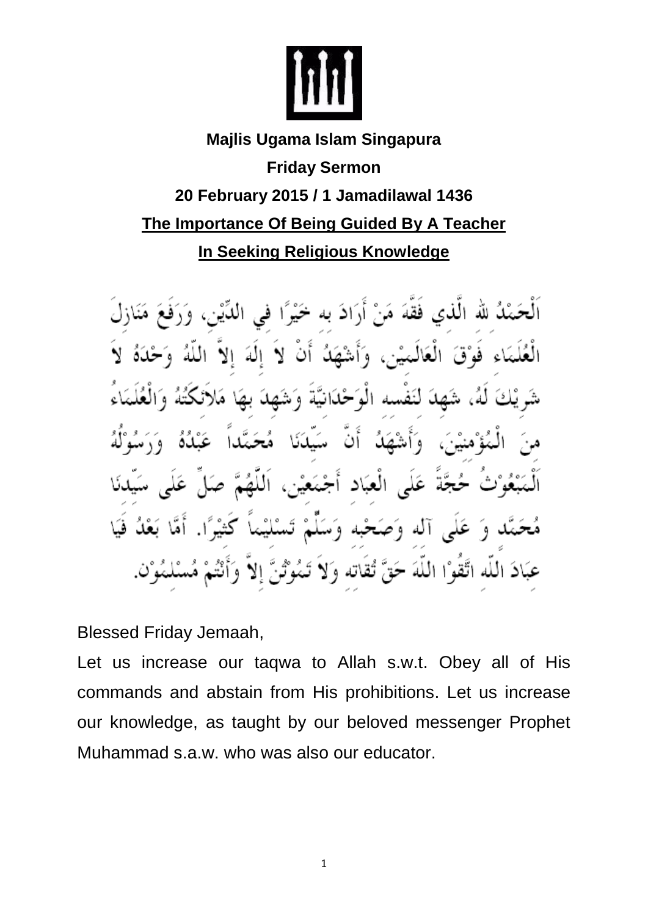**Majlis Ugama Islam Singapura**

**Friday Sermon**

**20 February 2015 / 1 Jamadilawal 1436**

# The Importance Of Being Guided By A Teacher In Seeking Religious Knowledge

اَلْحَمْدُ للهِ الَّذِي فَقَّهَ مَنْ أَرَادَ بِهِ خَيْرًا فِي الدِّيْنِ، وَرَفَعَ مَنَازِلَ الْعُلَمَاءِ فَوْقَ الْعَالَمِيْنَ، وَأَشْهَدُ أَنْ لاَ إِلَهَ إِلاَّ اللّهُ وَحْدَهُ لاَ شَرِيْكَ لَهُ، شَهِدَ لِنَفْسِهِ الْوَحْدَانِيَّةَ وَشَهِدَ بِهَا مَلاَئِكَتُهُ وَالْعُلَمَاءُ مِنَ الْمُؤْمِنِيْنَ، وَأَشْهَدُ أَنَّ سَيِّدَنَا مُحَمَّداً عَبْدُهُ وَرَسُوْلُهُ اَلْمَبْعُوْثُ حُجَّةً عَلَى الْعِبَادِ أَجْمَعِيْنَ، اَللَّهُمَّ صَلِّ عَلَى سَيِّدِنَا مُحَمَّدٍ وَ عَلَى آلِهِ وَصَحْبِهِ وَسَلِّمْ تَسْلِيْماً كَثِيْرًا. أَمَّا بَعْدُ فَيَا عِبَادَ اللّهِ اتَّقُوْا اللّهَ حَقَّ تُقَاتِهِ وَلاَ تَمُوْتُنَّ إِلاَّ وَأَنْتُمْ مُسْلِمُوْنَ.

Blessed Friday Jemaah,

Let us increase our taqwa to Allah s.w.t. Obey all of His commands and abstain from His prohibitions. Let us increase our knowledge, as taught by our beloved messenger Prophet Muhammad s.a.w. who was also our educator.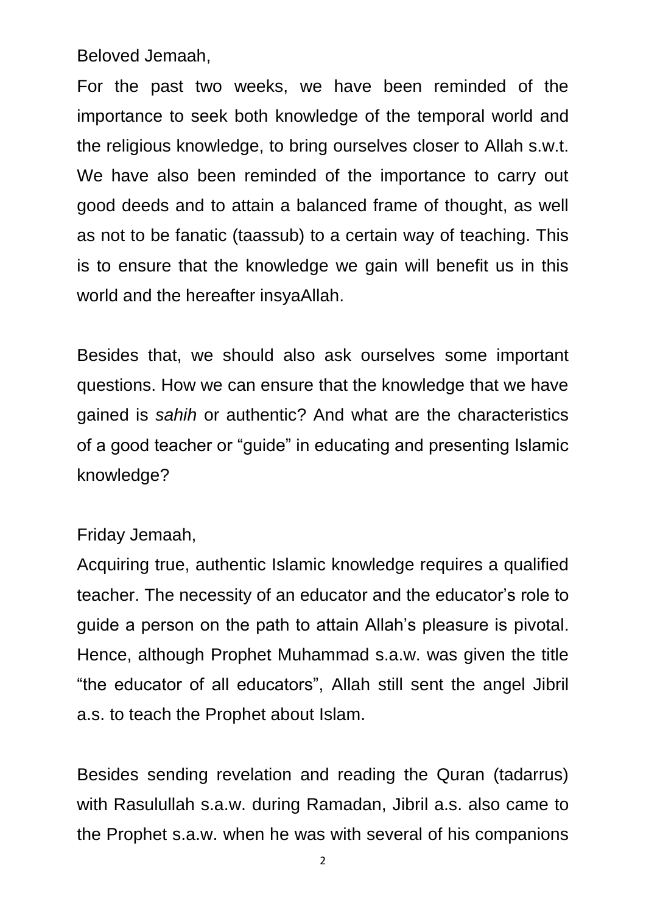Beloved Jemaah,

For the past two weeks, we have been reminded of the importance to seek both knowledge of the temporal world and the religious knowledge, to bring ourselves closer to Allah s.w.t. We have also been reminded of the importance to carry out good deeds and to attain a balanced frame of thought, as well as not to be fanatic (taassub) to a certain way of teaching. This is to ensure that the knowledge we gain will benefit us in this world and the hereafter insyaAllah.

Besides that, we should also ask ourselves some important questions. How we can ensure that the knowledge that we have gained is *sahih* or authentic? And what are the characteristics of a good teacher or "guide" in educating and presenting Islamic knowledge?

Friday Jemaah,

Acquiring true, authentic Islamic knowledge requires a qualified teacher. The necessity of an educator and the educator's role to guide a person on the path to attain Allah's pleasure is pivotal. Hence, although Prophet Muhammad s.a.w. was given the title "the educator of all educators", Allah still sent the angel Jibril a.s. to teach the Prophet about Islam.

Besides sending revelation and reading the Quran (tadarrus) with Rasulullah s.a.w. during Ramadan, Jibril a.s. also came to the Prophet s.a.w. when he was with several of his companions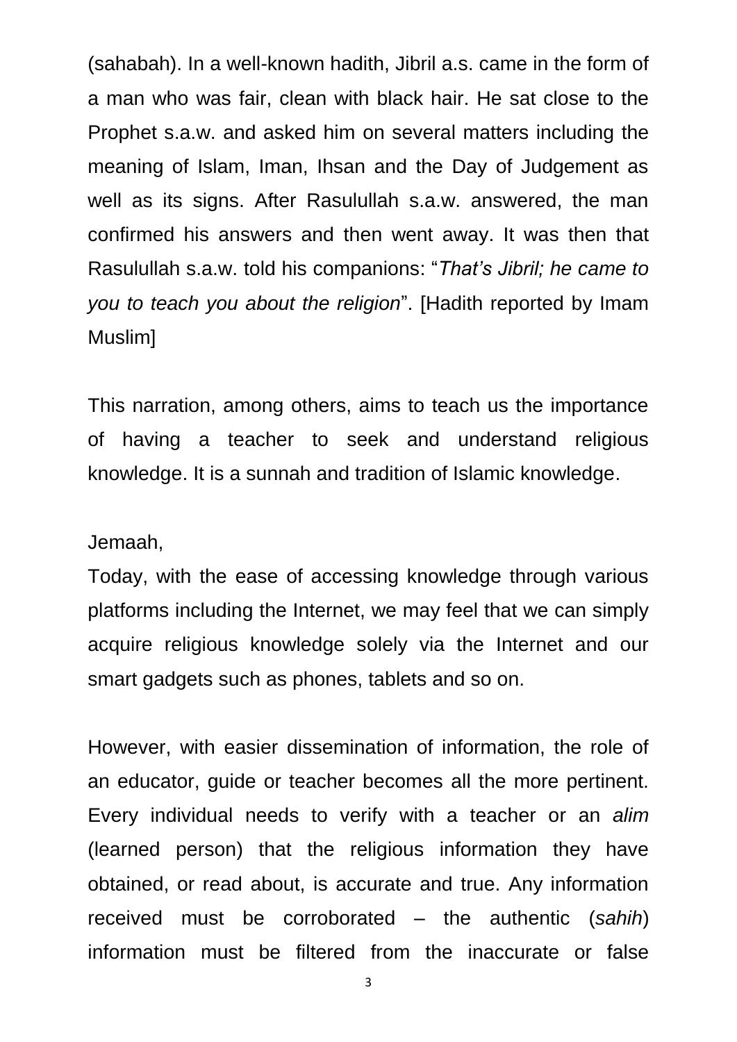(sahabah). In a well-known hadith, Jibril a.s. came in the form of a man who was fair, clean with black hair. He sat close to the Prophet s.a.w. and asked him on several matters including the meaning of Islam, Iman, Ihsan and the Day of Judgement as well as its signs. After Rasulullah s.a.w. answered, the man confirmed his answers and then went away. It was then that Rasulullah s.a.w. told his companions: "*That's Jibril; he came to you to teach you about the religion*". [Hadith reported by Imam Muslim]

This narration, among others, aims to teach us the importance of having a teacher to seek and understand religious knowledge. It is a sunnah and tradition of Islamic knowledge.

Jemaah,

Today, with the ease of accessing knowledge through various platforms including the Internet, we may feel that we can simply acquire religious knowledge solely via the Internet and our smart gadgets such as phones, tablets and so on.

However, with easier dissemination of information, the role of an educator, guide or teacher becomes all the more pertinent. Every individual needs to verify with a teacher or an *alim* (learned person) that the religious information they have obtained, or read about, is accurate and true. Any information received must be corroborated – the authentic (*sahih*) information must be filtered from the inaccurate or false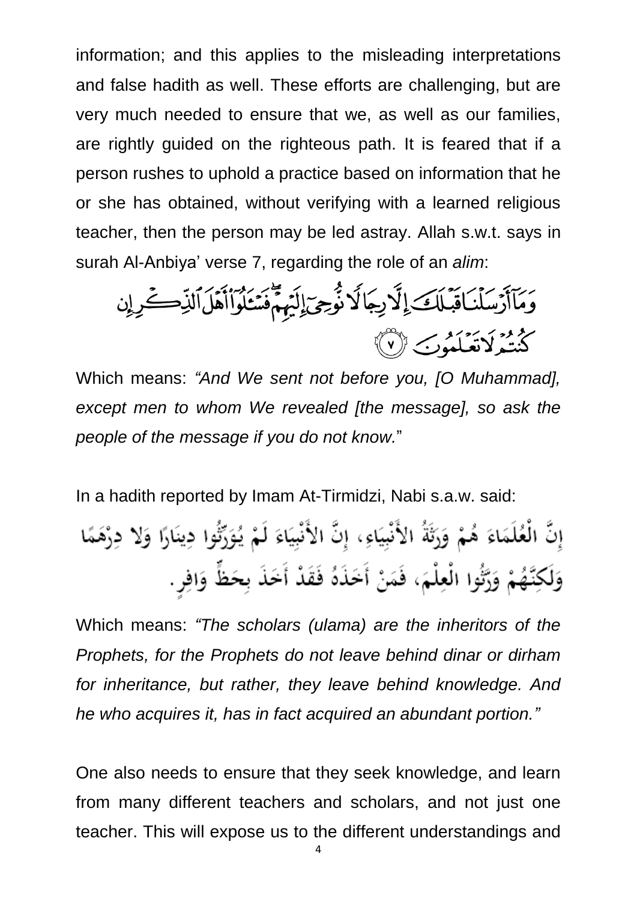information; and this applies to the misleading interpretations and false hadith as well. These efforts are challenging, but are very much needed to ensure that we, as well as our families, are rightly guided on the righteous path. It is feared that if a person rushes to uphold a practice based on information that he or she has obtained, without verifying with a learned religious teacher, then the person may be led astray. Allah s.w.t. says in surah Al-Anbiya' verse 7, regarding the role of an *alim*:

وَمَآ أَرْسَلْنَا قَبْلَكَ إِلَّا رِجَالًا نُّوحِىٓ إِلَيْهِمْ ۖ فَسْـَٔلُوٓا۟ أَهْلَ ٱلذِّكْرِ إِن كُنتُمْ لَا تَعْلَمُونَ ﴿٧﴾

Which means: *"And We sent not before you, [O Muhammad], except men to whom We revealed [the message], so ask the people of the message if you do not know.*"

In a hadith reported by Imam At-Tirmidzi, Nabi s.a.w. said:

إِنَّ الْعُلَمَاءَ هُمْ وَرَثَةُ الأَنْبِيَاءِ، إِنَّ الأَنْبِيَاءَ لَمْ يُوَرِّثُوا دِينَارًا وَلاَ دِرْهَمًا وَلَكِنَّهُمْ وَرَّثُوا الْعِلْمَ، فَمَنْ أَخَذَهُ فَقَدْ أَخَذَ بِحَظٍّ وَافِرٍ.

Which means: *"The scholars (ulama) are the inheritors of the Prophets, for the Prophets do not leave behind dinar or dirham for inheritance, but rather, they leave behind knowledge. And he who acquires it, has in fact acquired an abundant portion."*

One also needs to ensure that they seek knowledge, and learn from many different teachers and scholars, and not just one teacher. This will expose us to the different understandings and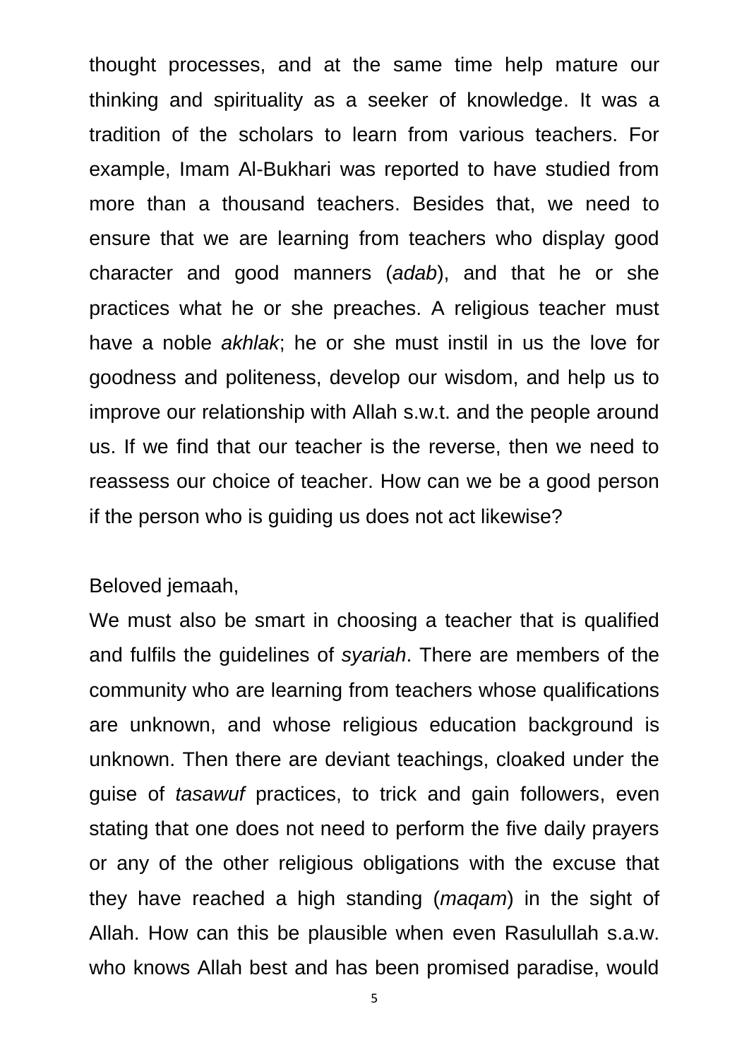thought processes, and at the same time help mature our thinking and spirituality as a seeker of knowledge. It was a tradition of the scholars to learn from various teachers. For example, Imam Al-Bukhari was reported to have studied from more than a thousand teachers. Besides that, we need to ensure that we are learning from teachers who display good character and good manners (*adab*), and that he or she practices what he or she preaches. A religious teacher must have a noble *akhlak*; he or she must instil in us the love for goodness and politeness, develop our wisdom, and help us to improve our relationship with Allah s.w.t. and the people around us. If we find that our teacher is the reverse, then we need to reassess our choice of teacher. How can we be a good person if the person who is guiding us does not act likewise?

Beloved jemaah,

We must also be smart in choosing a teacher that is qualified and fulfils the guidelines of *syariah*. There are members of the community who are learning from teachers whose qualifications are unknown, and whose religious education background is unknown. Then there are deviant teachings, cloaked under the guise of *tasawuf* practices, to trick and gain followers, even stating that one does not need to perform the five daily prayers or any of the other religious obligations with the excuse that they have reached a high standing (*maqam*) in the sight of Allah. How can this be plausible when even Rasulullah s.a.w. who knows Allah best and has been promised paradise, would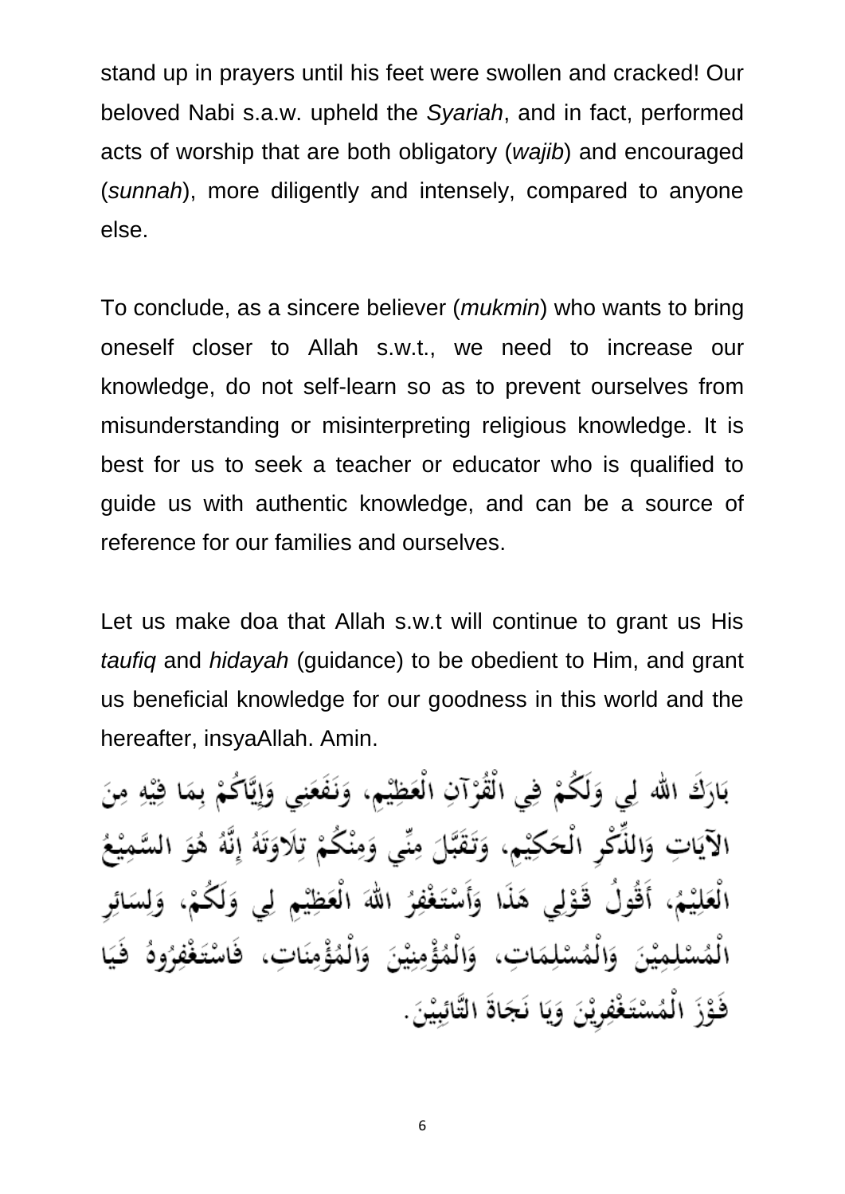stand up in prayers until his feet were swollen and cracked! Our beloved Nabi s.a.w. upheld the *Syariah*, and in fact, performed acts of worship that are both obligatory (*wajib*) and encouraged (*sunnah*), more diligently and intensely, compared to anyone else.

To conclude, as a sincere believer (*mukmin*) who wants to bring oneself closer to Allah s.w.t., we need to increase our knowledge, do not self-learn so as to prevent ourselves from misunderstanding or misinterpreting religious knowledge. It is best for us to seek a teacher or educator who is qualified to guide us with authentic knowledge, and can be a source of reference for our families and ourselves.

Let us make doa that Allah s.w.t will continue to grant us His *taufiq* and *hidayah* (guidance) to be obedient to Him, and grant us beneficial knowledge for our goodness in this world and the hereafter, insyaAllah. Amin.

بَارَكَ اللهُ لِي وَلَكُمْ فِي الْقُرْآنِ الْعَظِيْمِ، وَنَفَعَنِي وَإِيَّاكُمْ بِمَا فِيْهِ مِنَ الآيَاتِ وَالذِّكْرِ الْحَكِيْمِ، وَتَقَبَّلَ مِنِّي وَمِنْكُمْ تِلَاوَتَهُ إِنَّهُ هُوَ السَّمِيْعُ الْعَلِيْمُ، أَقُولُ قَوْلِي هَذَا وَأَسْتَغْفِرُ اللهَ الْعَظِيْمَ لِي وَلَكُمْ، وَلِسَائِرِ الْمُسْلِمِيْنَ وَالْمُسْلِمَاتِ، وَالْمُؤْمِنِيْنَ وَالْمُؤْمِنَاتِ، فَاسْتَغْفِرُوهُ فَيَا فَوْزَ الْمُسْتَغْفِرِيْنَ وَيَا نَجَاةَ التَّائِبِيْنَ.